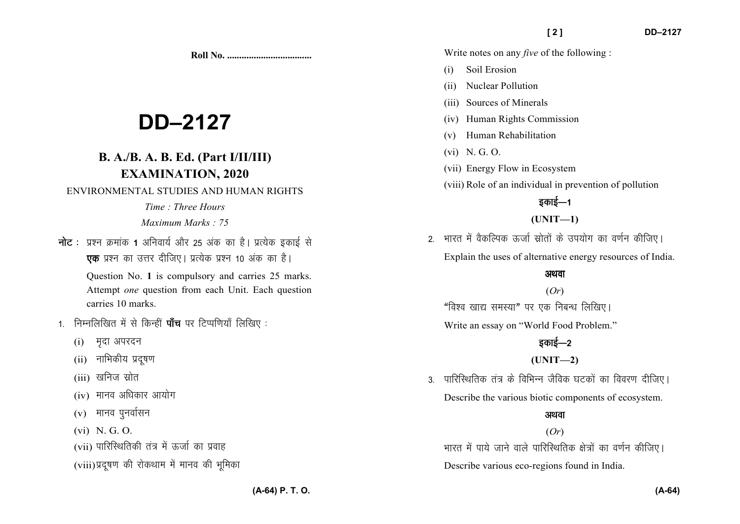Roll No. ..................................

# DD–2127

## B. A./B. A. B. Ed. (Part I/II/III) EXAMINATION, 2020

ENVIRONMENTAL STUDIES AND HUMAN RIGHTS

*Time : Three Hours*

*Maximum Marks : 75*

**नोट :** प्रश्न क्रमांक 1 अनिवार्य और 25 अंक का है। प्रत्येक इकाई से **एक** प्रश्न का उत्तर दीजिए। प्रत्येक प्रश्न 10 अंक का है।

Question No. **1** is compulsory and carries 25 marks. Attempt *one* question from each Unit. Each question carries 10 marks.

1. निम्नलिखित में से किन्हीं **पाँच** पर टिप्पणियाँ लिखिए :

   (i) मृदा अपरदन

   (ii) नाभिकीय प्रदूषण

   (iii) खनिज स्रोत

   (iv) मानव अधिकार आयोग

   (v) मानव पुनर्वासन

   (vi) N. G. O.

   (vii) पारिस्थितिकी तंत्र में ऊर्जा का प्रवाह

   (viii) प्रदूषण की रोकथाम में मानव की भूमिका

   Write notes on any *five* of the following :

   (i) Soil Erosion

   (ii) Nuclear Pollution

   (iii) Sources of Minerals

   (iv) Human Rights Commission

   (v) Human Rehabilitation

   (vi) N. G. O.

   (vii) Energy Flow in Ecosystem

   (viii) Role of an individual in prevention of pollution

### इकाई—1

### (UNIT—1)

2. भारत में वैकल्पिक ऊर्जा स्रोतों के उपयोग का वर्णन कीजिए।

   Explain the uses of alternative energy resources of India.

   **अथवा**

   (*Or*)

   "विश्व खाद्य समस्या" पर एक निबन्ध लिखिए।

   Write an essay on "World Food Problem."

### इकाई—2

### (UNIT—2)

3. पारिस्थितिक तंत्र के विभिन्न जैविक घटकों का विवरण दीजिए।

   Describe the various biotic components of ecosystem.

   **अथवा**

   (*Or*)

   भारत में पाये जाने वाले पारिस्थितिक क्षेत्रों का वर्णन कीजिए।

   Describe various eco-regions found in India.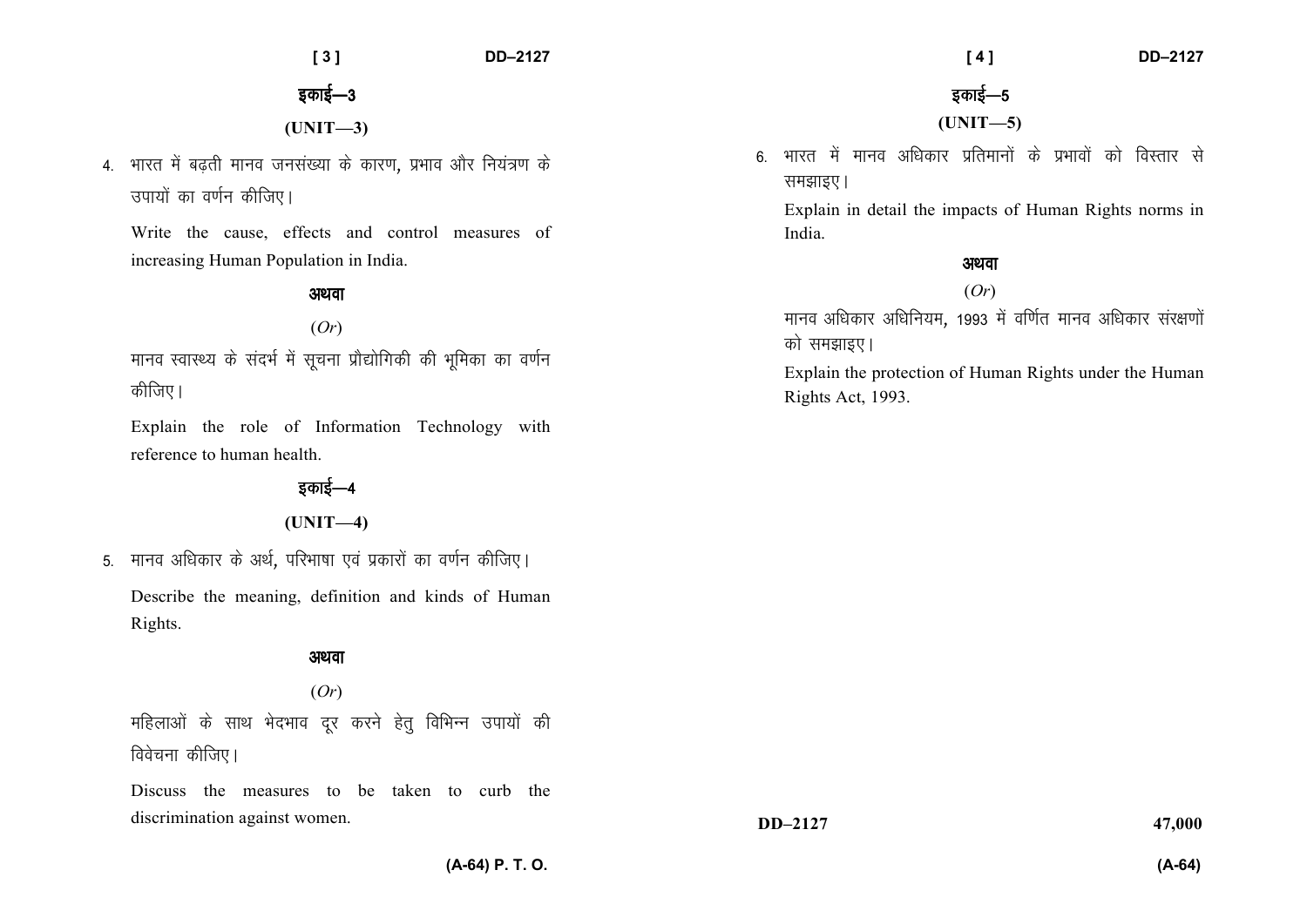## इकाई—3

### (UNIT—3)

4. भारत में बढ़ती मानव जनसंख्या के कारण, प्रभाव और नियंत्रण के उपायों का वर्णन कीजिए।

   Write the cause, effects and control measures of increasing Human Population in India.

   **अथवा**

   (*Or*)

   मानव स्वास्थ्य के संदर्भ में सूचना प्रौद्योगिकी की भूमिका का वर्णन कीजिए।

   Explain the role of Information Technology with reference to human health.

## इकाई—4

### (UNIT—4)

5. मानव अधिकार के अर्थ, परिभाषा एवं प्रकारों का वर्णन कीजिए।

   Describe the meaning, definition and kinds of Human Rights.

   **अथवा**

   (*Or*)

   महिलाओं के साथ भेदभाव दूर करने हेतु विभिन्न उपायों की विवेचना कीजिए।

   Discuss the measures to be taken to curb the discrimination against women.

## इकाई—5

### (UNIT—5)

6. भारत में मानव अधिकार प्रतिमानों के प्रभावों को विस्तार से समझाइए।

   Explain in detail the impacts of Human Rights norms in India.

   **अथवा**

   (*Or*)

   मानव अधिकार अधिनियम, 1993 में वर्णित मानव अधिकार संरक्षणों को समझाइए।

   Explain the protection of Human Rights under the Human Rights Act, 1993.